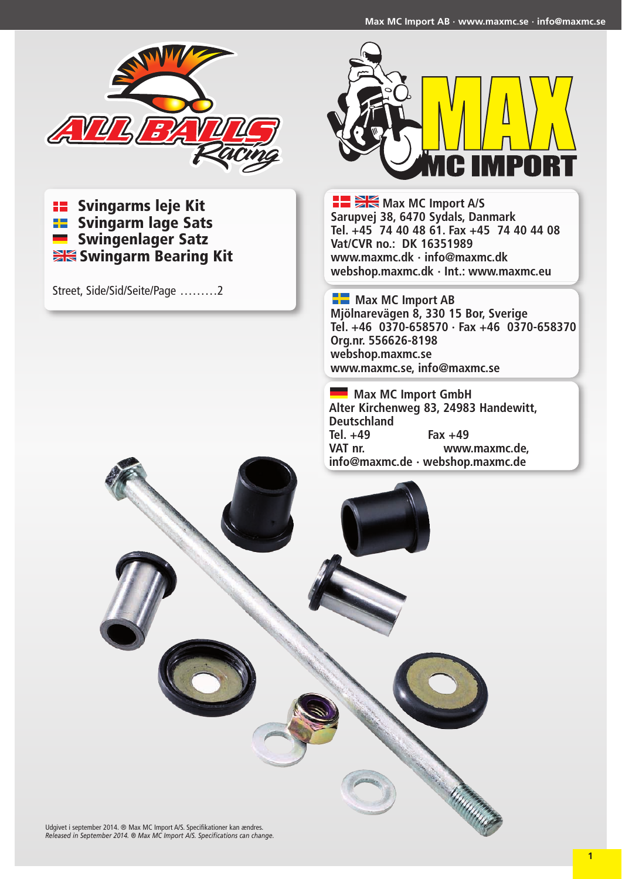# Svingarms leje Kit
# Svingarm lage Sats
# Swingenlager Satz
# Swingarm Bearing Kit

Street, Side/Sid/Seite/Page .........2

**Max MC Import A/S**
**Sarupvej 38, 6470 Sydals, Danmark**
**Tel. +45 74 40 48 61. Fax +45 74 40 44 08**
**Vat/CVR no.: DK 16351989**
**www.maxmc.dk · info@maxmc.dk**
**webshop.maxmc.dk · Int.: www.maxmc.eu**

**Max MC Import AB**
**Mjölnarevägen 8, 330 15 Bor, Sverige**
**Tel. +46 0370-658570 · Fax +46 0370-658370**
**Org.nr. 556626-8198**
**webshop.maxmc.se**
**www.maxmc.se, info@maxmc.se**

**Max MC Import GmbH**
**Alter Kirchenweg 83, 24983 Handewitt, Deutschland**
**Tel. +49 Fax +49**
**VAT nr. www.maxmc.de,**
**info@maxmc.de · webshop.maxmc.de**

Udgivet i september 2014. ® Max MC Import A/S. Specifikationer kan ændres.
*Released in September 2014. ® Max MC Import A/S. Specifications can change.*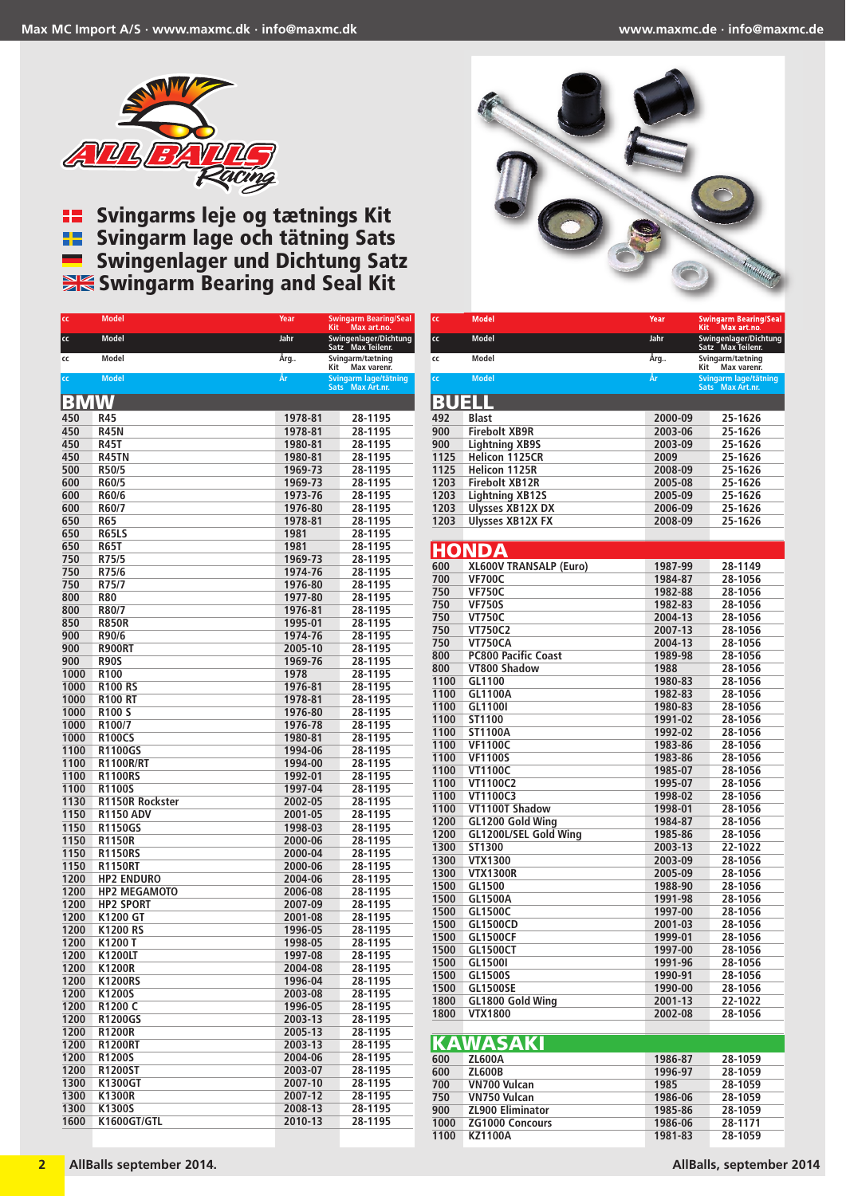# Svingarms leje og tætnings Kit
# Svingarm lage och tätning Sats
# Swingenlager und Dichtung Satz
# Swingarm Bearing and Seal Kit

| cc | Model | Year | Swingarm Bearing/Seal Kit Max art.no. |
|---|---|---|---|
| cc | Model | Jahr | Swingenlager/Dichtung Satz Max Teilenr. |
| cc | Model | Årg.. | Svingarm/tætning Kit Max varenr. |
| cc | Model | År | Svingarm lage/tätning Sats Max Art.nr. |

## BMW

| cc | Model | Year | Kit |
|---|---|---|---|
| 450 | R45 | 1978-81 | 28-1195 |
| 450 | R45N | 1978-81 | 28-1195 |
| 450 | R45T | 1980-81 | 28-1195 |
| 450 | R45TN | 1980-81 | 28-1195 |
| 500 | R50/5 | 1969-73 | 28-1195 |
| 600 | R60/5 | 1969-73 | 28-1195 |
| 600 | R60/6 | 1973-76 | 28-1195 |
| 600 | R60/7 | 1976-80 | 28-1195 |
| 650 | R65 | 1978-81 | 28-1195 |
| 650 | R65LS | 1981 | 28-1195 |
| 650 | R65T | 1981 | 28-1195 |
| 750 | R75/5 | 1969-73 | 28-1195 |
| 750 | R75/6 | 1974-76 | 28-1195 |
| 750 | R75/7 | 1976-80 | 28-1195 |
| 800 | R80 | 1977-80 | 28-1195 |
| 800 | R80/7 | 1976-81 | 28-1195 |
| 850 | R850R | 1995-01 | 28-1195 |
| 900 | R90/6 | 1974-76 | 28-1195 |
| 900 | R900RT | 2005-10 | 28-1195 |
| 900 | R90S | 1969-76 | 28-1195 |
| 1000 | R100 | 1978 | 28-1195 |
| 1000 | R100 RS | 1976-81 | 28-1195 |
| 1000 | R100 RT | 1978-81 | 28-1195 |
| 1000 | R100 S | 1976-80 | 28-1195 |
| 1000 | R100/7 | 1976-78 | 28-1195 |
| 1000 | R100CS | 1980-81 | 28-1195 |
| 1100 | R1100GS | 1994-06 | 28-1195 |
| 1100 | R1100R/RT | 1994-00 | 28-1195 |
| 1100 | R1100RS | 1992-01 | 28-1195 |
| 1100 | R1100S | 1997-04 | 28-1195 |
| 1130 | R1150R Rockster | 2002-05 | 28-1195 |
| 1150 | R1150 ADV | 2001-05 | 28-1195 |
| 1150 | R1150GS | 1998-03 | 28-1195 |
| 1150 | R1150R | 2000-06 | 28-1195 |
| 1150 | R1150RS | 2000-04 | 28-1195 |
| 1150 | R1150RT | 2000-06 | 28-1195 |
| 1200 | HP2 ENDURO | 2004-06 | 28-1195 |
| 1200 | HP2 MEGAMOTO | 2006-08 | 28-1195 |
| 1200 | HP2 SPORT | 2007-09 | 28-1195 |
| 1200 | K1200 GT | 2001-08 | 28-1195 |
| 1200 | K1200 RS | 1996-05 | 28-1195 |
| 1200 | K1200 T | 1998-05 | 28-1195 |
| 1200 | K1200LT | 1997-08 | 28-1195 |
| 1200 | K1200R | 2004-08 | 28-1195 |
| 1200 | K1200RS | 1996-04 | 28-1195 |
| 1200 | K1200S | 2003-08 | 28-1195 |
| 1200 | R1200 C | 1996-05 | 28-1195 |
| 1200 | R1200GS | 2003-13 | 28-1195 |
| 1200 | R1200R | 2005-13 | 28-1195 |
| 1200 | R1200RT | 2003-13 | 28-1195 |
| 1200 | R1200S | 2004-06 | 28-1195 |
| 1200 | R1200ST | 2003-07 | 28-1195 |
| 1300 | K1300GT | 2007-10 | 28-1195 |
| 1300 | K1300R | 2007-12 | 28-1195 |
| 1300 | K1300S | 2008-13 | 28-1195 |
| 1600 | K1600GT/GTL | 2010-13 | 28-1195 |

## BUELL

| cc | Model | Year | Kit |
|---|---|---|---|
| 492 | Blast | 2000-09 | 25-1626 |
| 900 | Firebolt XB9R | 2003-06 | 25-1626 |
| 900 | Lightning XB9S | 2003-09 | 25-1626 |
| 1125 | Helicon 1125CR | 2009 | 25-1626 |
| 1125 | Helicon 1125R | 2008-09 | 25-1626 |
| 1203 | Firebolt XB12R | 2005-08 | 25-1626 |
| 1203 | Lightning XB12S | 2005-09 | 25-1626 |
| 1203 | Ulysses XB12X DX | 2006-09 | 25-1626 |
| 1203 | Ulysses XB12X FX | 2008-09 | 25-1626 |

## HONDA

| cc | Model | Year | Kit |
|---|---|---|---|
| 600 | XL600V TRANSALP (Euro) | 1987-99 | 28-1149 |
| 700 | VF700C | 1984-87 | 28-1056 |
| 750 | VF750C | 1982-88 | 28-1056 |
| 750 | VF750S | 1982-83 | 28-1056 |
| 750 | VT750C | 2004-13 | 28-1056 |
| 750 | VT750C2 | 2007-13 | 28-1056 |
| 750 | VT750CA | 2004-13 | 28-1056 |
| 800 | PC800 Pacific Coast | 1989-98 | 28-1056 |
| 800 | VT800 Shadow | 1988 | 28-1056 |
| 1100 | GL1100 | 1980-83 | 28-1056 |
| 1100 | GL1100A | 1982-83 | 28-1056 |
| 1100 | GL1100I | 1980-83 | 28-1056 |
| 1100 | ST1100 | 1991-02 | 28-1056 |
| 1100 | ST1100A | 1992-02 | 28-1056 |
| 1100 | VF1100C | 1983-86 | 28-1056 |
| 1100 | VF1100S | 1983-86 | 28-1056 |
| 1100 | VT1100C | 1985-07 | 28-1056 |
| 1100 | VT1100C2 | 1995-07 | 28-1056 |
| 1100 | VT1100C3 | 1998-02 | 28-1056 |
| 1100 | VT1100T Shadow | 1998-01 | 28-1056 |
| 1200 | GL1200 Gold Wing | 1984-87 | 28-1056 |
| 1200 | GL1200L/SEL Gold Wing | 1985-86 | 28-1056 |
| 1300 | ST1300 | 2003-13 | 22-1022 |
| 1300 | VTX1300 | 2003-09 | 28-1056 |
| 1300 | VTX1300R | 2005-09 | 28-1056 |
| 1500 | GL1500 | 1988-90 | 28-1056 |
| 1500 | GL1500A | 1991-98 | 28-1056 |
| 1500 | GL1500C | 1997-00 | 28-1056 |
| 1500 | GL1500CD | 2001-03 | 28-1056 |
| 1500 | GL1500CF | 1999-01 | 28-1056 |
| 1500 | GL1500CT | 1997-00 | 28-1056 |
| 1500 | GL1500I | 1991-96 | 28-1056 |
| 1500 | GL1500S | 1990-91 | 28-1056 |
| 1500 | GL1500SE | 1990-00 | 28-1056 |
| 1800 | GL1800 Gold Wing | 2001-13 | 22-1022 |
| 1800 | VTX1800 | 2002-08 | 28-1056 |

## KAWASAKI

| cc | Model | Year | Kit |
|---|---|---|---|
| 600 | ZL600A | 1986-87 | 28-1059 |
| 600 | ZL600B | 1996-97 | 28-1059 |
| 700 | VN700 Vulcan | 1985 | 28-1059 |
| 750 | VN750 Vulcan | 1986-06 | 28-1059 |
| 900 | ZL900 Eliminator | 1985-86 | 28-1059 |
| 1000 | ZG1000 Concours | 1986-06 | 28-1171 |
| 1100 | KZ1100A | 1981-83 | 28-1059 |

AllBalls september 2014.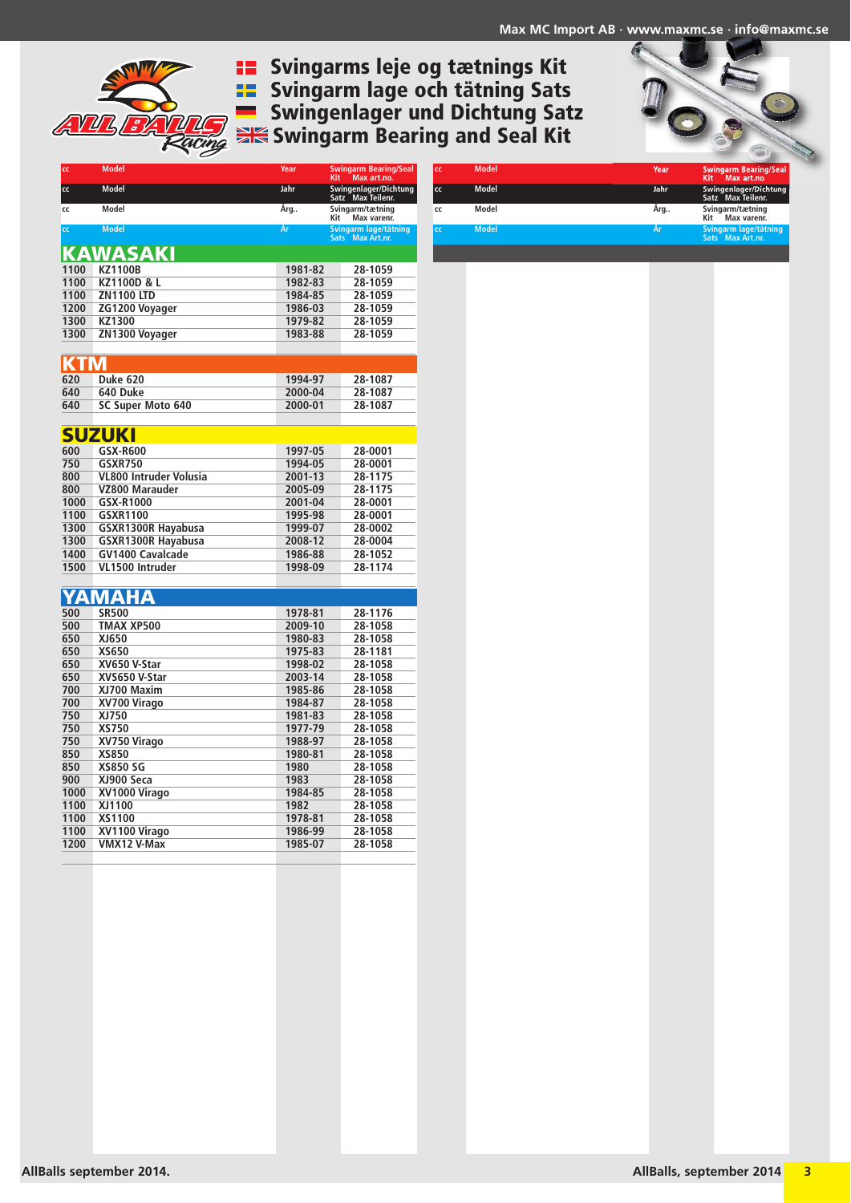# Svingarms leje og tætnings Kit
# Svingarm lage och tätning Sats
# Swingenlager und Dichtung Satz
# Swingarm Bearing and Seal Kit

| cc | Model | Year | Swingarm Bearing/Seal Kit Max art.no. |
|---|---|---|---|
| cc | Model | Jahr | Swingenlager/Dichtung Satz Max Teilenr. |
| cc | Model | Årg.. | Svingarm/tætning Kit Max varenr. |
| cc | Model | År | Svingarm lage/tätning Sats Max Art.nr. |
| **KAWASAKI** | | | |
| 1100 | KZ1100B | 1981-82 | 28-1059 |
| 1100 | KZ1100D & L | 1982-83 | 28-1059 |
| 1100 | ZN1100 LTD | 1984-85 | 28-1059 |
| 1200 | ZG1200 Voyager | 1986-03 | 28-1059 |
| 1300 | KZ1300 | 1979-82 | 28-1059 |
| 1300 | ZN1300 Voyager | 1983-88 | 28-1059 |
| **KTM** | | | |
| 620 | Duke 620 | 1994-97 | 28-1087 |
| 640 | 640 Duke | 2000-04 | 28-1087 |
| 640 | SC Super Moto 640 | 2000-01 | 28-1087 |
| **SUZUKI** | | | |
| 600 | GSX-R600 | 1997-05 | 28-0001 |
| 750 | GSXR750 | 1994-05 | 28-0001 |
| 800 | VL800 Intruder Volusia | 2001-13 | 28-1175 |
| 800 | VZ800 Marauder | 2005-09 | 28-1175 |
| 1000 | GSX-R1000 | 2001-04 | 28-0001 |
| 1100 | GSXR1100 | 1995-98 | 28-0001 |
| 1300 | GSXR1300R Hayabusa | 1999-07 | 28-0002 |
| 1300 | GSXR1300R Hayabusa | 2008-12 | 28-0004 |
| 1400 | GV1400 Cavalcade | 1986-88 | 28-1052 |
| 1500 | VL1500 Intruder | 1998-09 | 28-1174 |
| **YAMAHA** | | | |
| 500 | SR500 | 1978-81 | 28-1176 |
| 500 | TMAX XP500 | 2009-10 | 28-1058 |
| 650 | XJ650 | 1980-83 | 28-1058 |
| 650 | XS650 | 1975-83 | 28-1181 |
| 650 | XV650 V-Star | 1998-02 | 28-1058 |
| 650 | XVS650 V-Star | 2003-14 | 28-1058 |
| 700 | XJ700 Maxim | 1985-86 | 28-1058 |
| 700 | XV700 Virago | 1984-87 | 28-1058 |
| 750 | XJ750 | 1981-83 | 28-1058 |
| 750 | XS750 | 1977-79 | 28-1058 |
| 750 | XV750 Virago | 1988-97 | 28-1058 |
| 850 | XS850 | 1980-81 | 28-1058 |
| 850 | XS850 SG | 1980 | 28-1058 |
| 900 | XJ900 Seca | 1983 | 28-1058 |
| 1000 | XV1000 Virago | 1984-85 | 28-1058 |
| 1100 | XJ1100 | 1982 | 28-1058 |
| 1100 | XS1100 | 1978-81 | 28-1058 |
| 1100 | XV1100 Virago | 1986-99 | 28-1058 |
| 1200 | VMX12 V-Max | 1985-07 | 28-1058 |